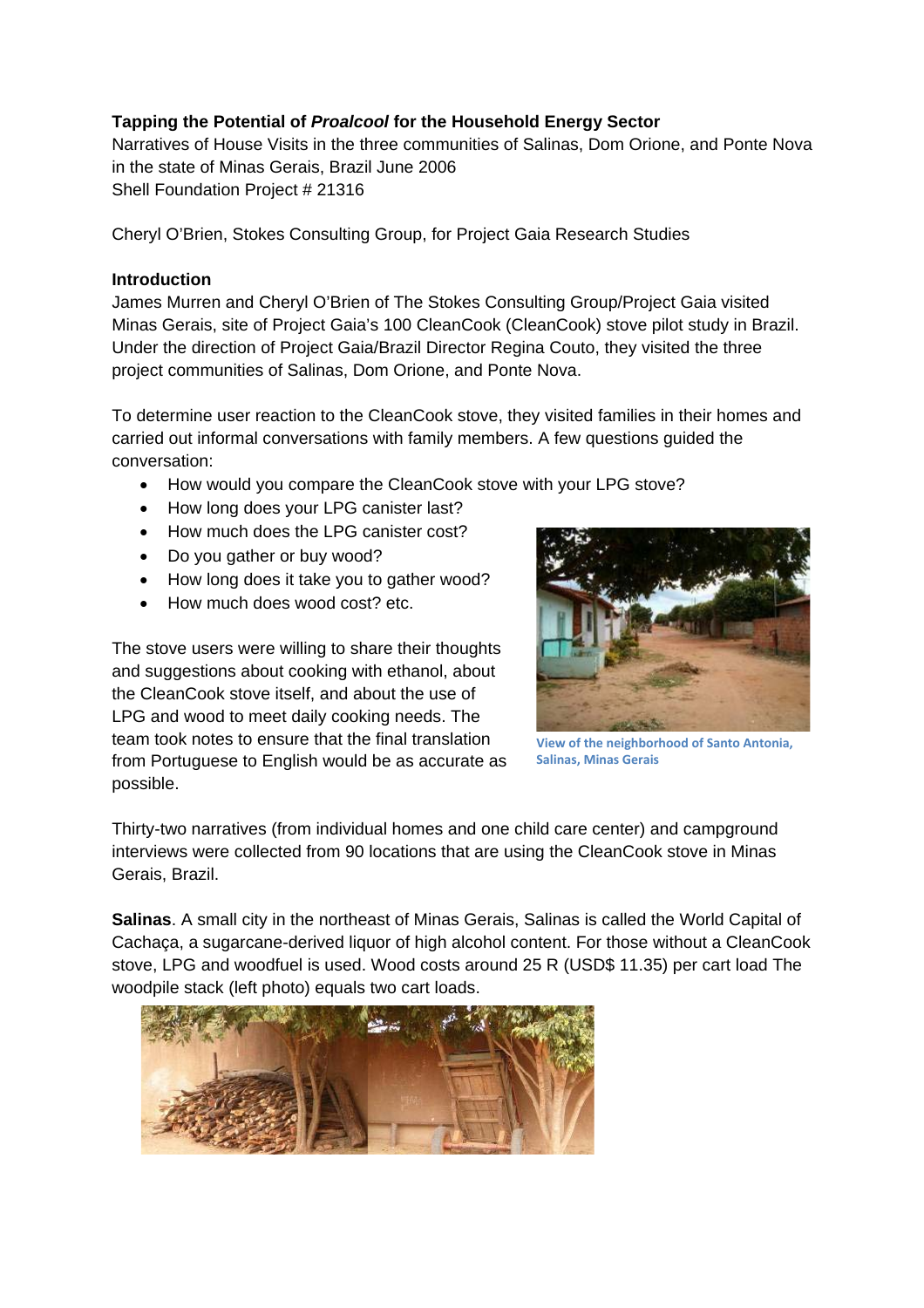**Tapping the Potential of *Proalcool* for the Household Energy Sector**

Narratives of House Visits in the three communities of Salinas, Dom Orione, and Ponte Nova in the state of Minas Gerais, Brazil June 2006

Shell Foundation Project # 21316

Cheryl O'Brien, Stokes Consulting Group, for Project Gaia Research Studies

**Introduction**

James Murren and Cheryl O'Brien of The Stokes Consulting Group/Project Gaia visited Minas Gerais, site of Project Gaia's 100 CleanCook (CleanCook) stove pilot study in Brazil. Under the direction of Project Gaia/Brazil Director Regina Couto, they visited the three project communities of Salinas, Dom Orione, and Ponte Nova.

To determine user reaction to the CleanCook stove, they visited families in their homes and carried out informal conversations with family members. A few questions guided the conversation:

- How would you compare the CleanCook stove with your LPG stove?
- How long does your LPG canister last?
- How much does the LPG canister cost?
- Do you gather or buy wood?
- How long does it take you to gather wood?
- How much does wood cost? etc.

The stove users were willing to share their thoughts and suggestions about cooking with ethanol, about the CleanCook stove itself, and about the use of LPG and wood to meet daily cooking needs. The team took notes to ensure that the final translation from Portuguese to English would be as accurate as possible.

View of the neighborhood of Santo Antonia, Salinas, Minas Gerais

Thirty-two narratives (from individual homes and one child care center) and campground interviews were collected from 90 locations that are using the CleanCook stove in Minas Gerais, Brazil.

**Salinas**. A small city in the northeast of Minas Gerais, Salinas is called the World Capital of Cachaça, a sugarcane-derived liquor of high alcohol content. For those without a CleanCook stove, LPG and woodfuel is used. Wood costs around 25 R (USD$ 11.35) per cart load The woodpile stack (left photo) equals two cart loads.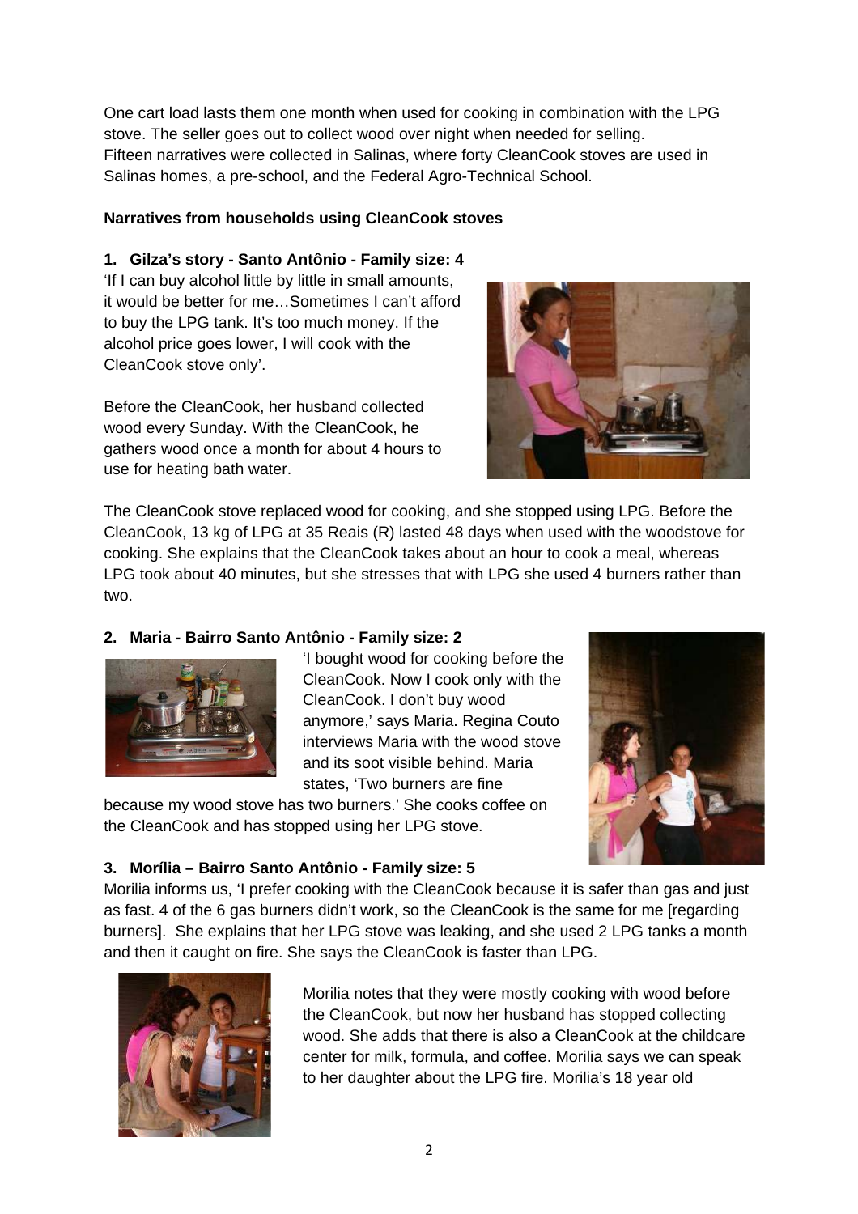One cart load lasts them one month when used for cooking in combination with the LPG stove. The seller goes out to collect wood over night when needed for selling.
Fifteen narratives were collected in Salinas, where forty CleanCook stoves are used in Salinas homes, a pre-school, and the Federal Agro-Technical School.

**Narratives from households using CleanCook stoves**

**1. Gilza's story - Santo Antônio - Family size: 4**

'If I can buy alcohol little by little in small amounts, it would be better for me…Sometimes I can't afford to buy the LPG tank. It's too much money. If the alcohol price goes lower, I will cook with the CleanCook stove only'.

Before the CleanCook, her husband collected wood every Sunday. With the CleanCook, he gathers wood once a month for about 4 hours to use for heating bath water.

The CleanCook stove replaced wood for cooking, and she stopped using LPG. Before the CleanCook, 13 kg of LPG at 35 Reais (R) lasted 48 days when used with the woodstove for cooking. She explains that the CleanCook takes about an hour to cook a meal, whereas LPG took about 40 minutes, but she stresses that with LPG she used 4 burners rather than two.

**2. Maria - Bairro Santo Antônio - Family size: 2**

'I bought wood for cooking before the CleanCook. Now I cook only with the CleanCook. I don't buy wood anymore,' says Maria. Regina Couto interviews Maria with the wood stove and its soot visible behind. Maria states, 'Two burners are fine because my wood stove has two burners.' She cooks coffee on the CleanCook and has stopped using her LPG stove.

**3. Morília – Bairro Santo Antônio - Family size: 5**

Morilia informs us, 'I prefer cooking with the CleanCook because it is safer than gas and just as fast. 4 of the 6 gas burners didn't work, so the CleanCook is the same for me [regarding burners]. She explains that her LPG stove was leaking, and she used 2 LPG tanks a month and then it caught on fire. She says the CleanCook is faster than LPG.

Morilia notes that they were mostly cooking with wood before the CleanCook, but now her husband has stopped collecting wood. She adds that there is also a CleanCook at the childcare center for milk, formula, and coffee. Morilia says we can speak to her daughter about the LPG fire. Morilia's 18 year old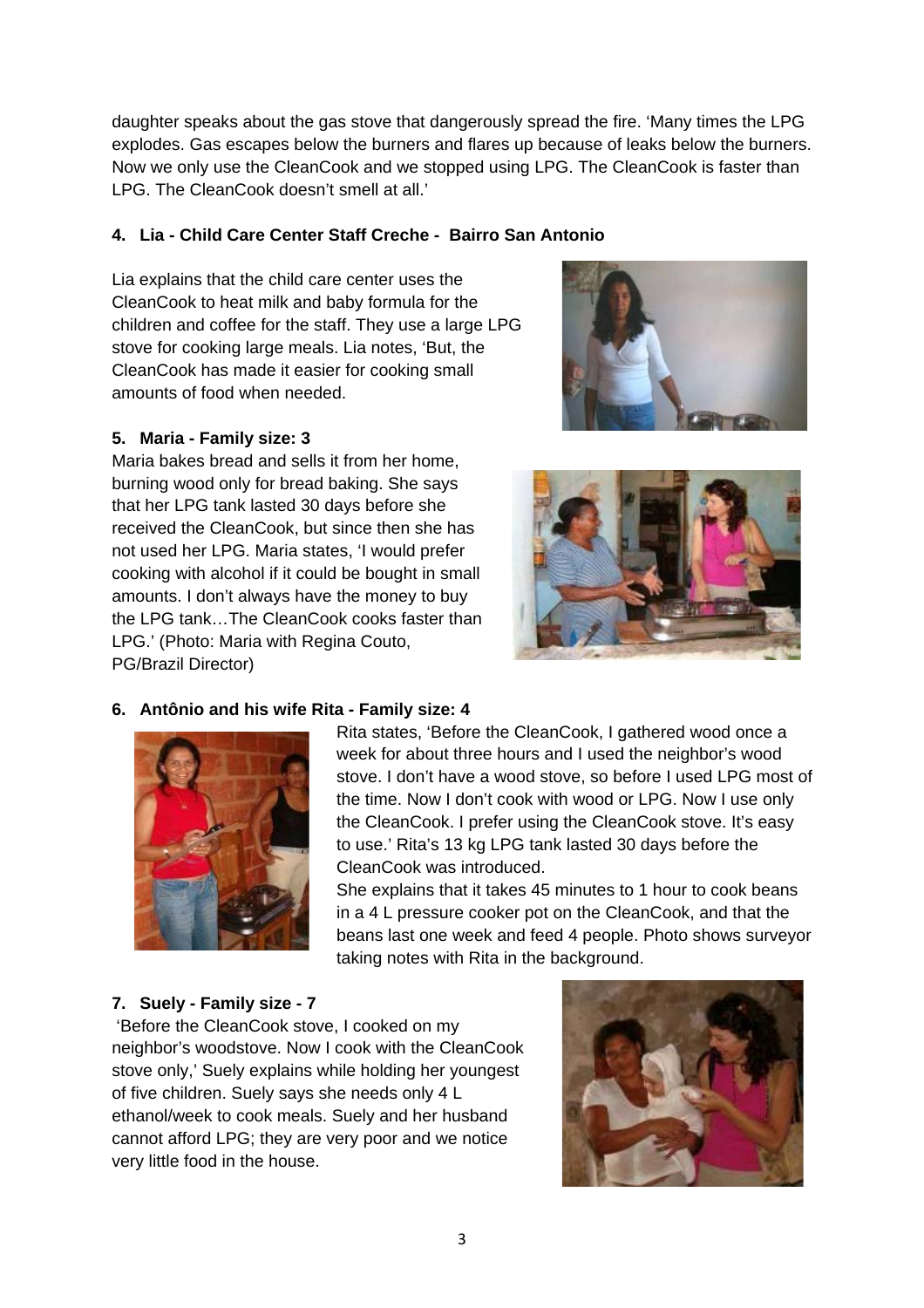daughter speaks about the gas stove that dangerously spread the fire. 'Many times the LPG explodes. Gas escapes below the burners and flares up because of leaks below the burners. Now we only use the CleanCook and we stopped using LPG. The CleanCook is faster than LPG. The CleanCook doesn't smell at all.'

**4. Lia - Child Care Center Staff Creche - Bairro San Antonio**

Lia explains that the child care center uses the CleanCook to heat milk and baby formula for the children and coffee for the staff. They use a large LPG stove for cooking large meals. Lia notes, 'But, the CleanCook has made it easier for cooking small amounts of food when needed.

**5. Maria - Family size: 3**

Maria bakes bread and sells it from her home, burning wood only for bread baking. She says that her LPG tank lasted 30 days before she received the CleanCook, but since then she has not used her LPG. Maria states, 'I would prefer cooking with alcohol if it could be bought in small amounts. I don't always have the money to buy the LPG tank…The CleanCook cooks faster than LPG.' (Photo: Maria with Regina Couto, PG/Brazil Director)

**6. Antônio and his wife Rita - Family size: 4**

Rita states, 'Before the CleanCook, I gathered wood once a week for about three hours and I used the neighbor's wood stove. I don't have a wood stove, so before I used LPG most of the time. Now I don't cook with wood or LPG. Now I use only the CleanCook. I prefer using the CleanCook stove. It's easy to use.' Rita's 13 kg LPG tank lasted 30 days before the CleanCook was introduced.

She explains that it takes 45 minutes to 1 hour to cook beans in a 4 L pressure cooker pot on the CleanCook, and that the beans last one week and feed 4 people. Photo shows surveyor taking notes with Rita in the background.

**7. Suely - Family size - 7**

'Before the CleanCook stove, I cooked on my neighbor's woodstove. Now I cook with the CleanCook stove only,' Suely explains while holding her youngest of five children. Suely says she needs only 4 L ethanol/week to cook meals. Suely and her husband cannot afford LPG; they are very poor and we notice very little food in the house.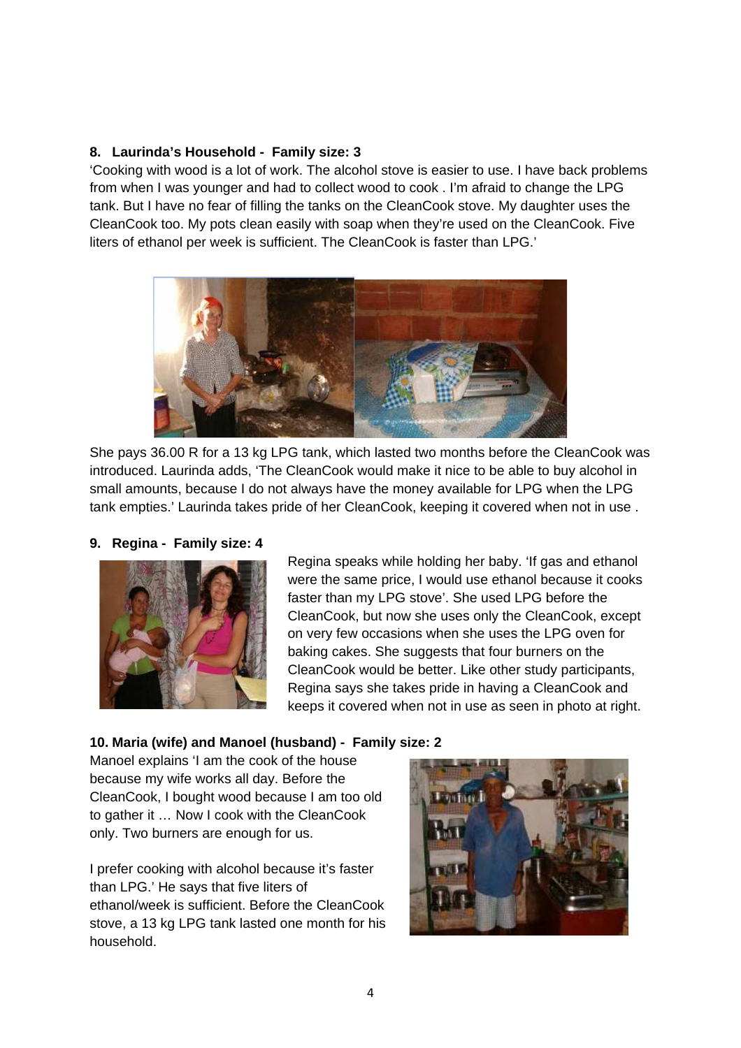**8. Laurinda's Household - Family size: 3**

'Cooking with wood is a lot of work. The alcohol stove is easier to use. I have back problems from when I was younger and had to collect wood to cook . I'm afraid to change the LPG tank. But I have no fear of filling the tanks on the CleanCook stove. My daughter uses the CleanCook too. My pots clean easily with soap when they're used on the CleanCook. Five liters of ethanol per week is sufficient. The CleanCook is faster than LPG.'

She pays 36.00 R for a 13 kg LPG tank, which lasted two months before the CleanCook was introduced. Laurinda adds, 'The CleanCook would make it nice to be able to buy alcohol in small amounts, because I do not always have the money available for LPG when the LPG tank empties.' Laurinda takes pride of her CleanCook, keeping it covered when not in use .

**9. Regina - Family size: 4**

Regina speaks while holding her baby. 'If gas and ethanol were the same price, I would use ethanol because it cooks faster than my LPG stove'. She used LPG before the CleanCook, but now she uses only the CleanCook, except on very few occasions when she uses the LPG oven for baking cakes. She suggests that four burners on the CleanCook would be better. Like other study participants, Regina says she takes pride in having a CleanCook and keeps it covered when not in use as seen in photo at right.

**10. Maria (wife) and Manoel (husband) - Family size: 2**

Manoel explains 'I am the cook of the house because my wife works all day. Before the CleanCook, I bought wood because I am too old to gather it … Now I cook with the CleanCook only. Two burners are enough for us.

I prefer cooking with alcohol because it's faster than LPG.' He says that five liters of ethanol/week is sufficient. Before the CleanCook stove, a 13 kg LPG tank lasted one month for his household.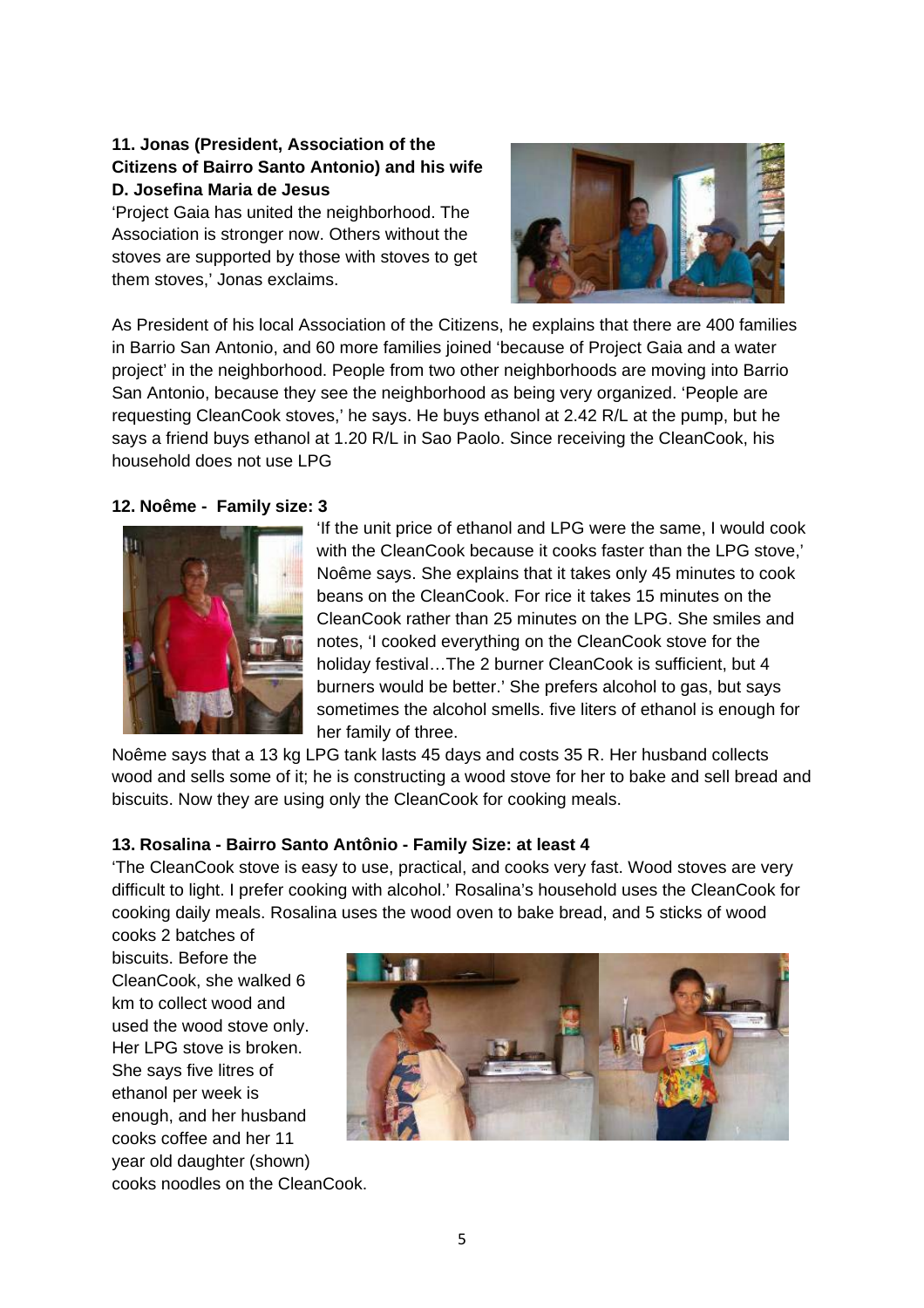**11. Jonas (President, Association of the Citizens of Bairro Santo Antonio) and his wife D. Josefina Maria de Jesus**

'Project Gaia has united the neighborhood. The Association is stronger now. Others without the stoves are supported by those with stoves to get them stoves,' Jonas exclaims.

As President of his local Association of the Citizens, he explains that there are 400 families in Barrio San Antonio, and 60 more families joined 'because of Project Gaia and a water project' in the neighborhood. People from two other neighborhoods are moving into Barrio San Antonio, because they see the neighborhood as being very organized. 'People are requesting CleanCook stoves,' he says. He buys ethanol at 2.42 R/L at the pump, but he says a friend buys ethanol at 1.20 R/L in Sao Paolo. Since receiving the CleanCook, his household does not use LPG

**12. Noême - Family size: 3**

'If the unit price of ethanol and LPG were the same, I would cook with the CleanCook because it cooks faster than the LPG stove,' Noême says. She explains that it takes only 45 minutes to cook beans on the CleanCook. For rice it takes 15 minutes on the CleanCook rather than 25 minutes on the LPG. She smiles and notes, 'I cooked everything on the CleanCook stove for the holiday festival…The 2 burner CleanCook is sufficient, but 4 burners would be better.' She prefers alcohol to gas, but says sometimes the alcohol smells. five liters of ethanol is enough for her family of three.

Noême says that a 13 kg LPG tank lasts 45 days and costs 35 R. Her husband collects wood and sells some of it; he is constructing a wood stove for her to bake and sell bread and biscuits. Now they are using only the CleanCook for cooking meals.

**13. Rosalina - Bairro Santo Antônio - Family Size: at least 4**

'The CleanCook stove is easy to use, practical, and cooks very fast. Wood stoves are very difficult to light. I prefer cooking with alcohol.' Rosalina's household uses the CleanCook for cooking daily meals. Rosalina uses the wood oven to bake bread, and 5 sticks of wood cooks 2 batches of biscuits. Before the CleanCook, she walked 6 km to collect wood and used the wood stove only. Her LPG stove is broken. She says five litres of ethanol per week is enough, and her husband cooks coffee and her 11 year old daughter (shown) cooks noodles on the CleanCook.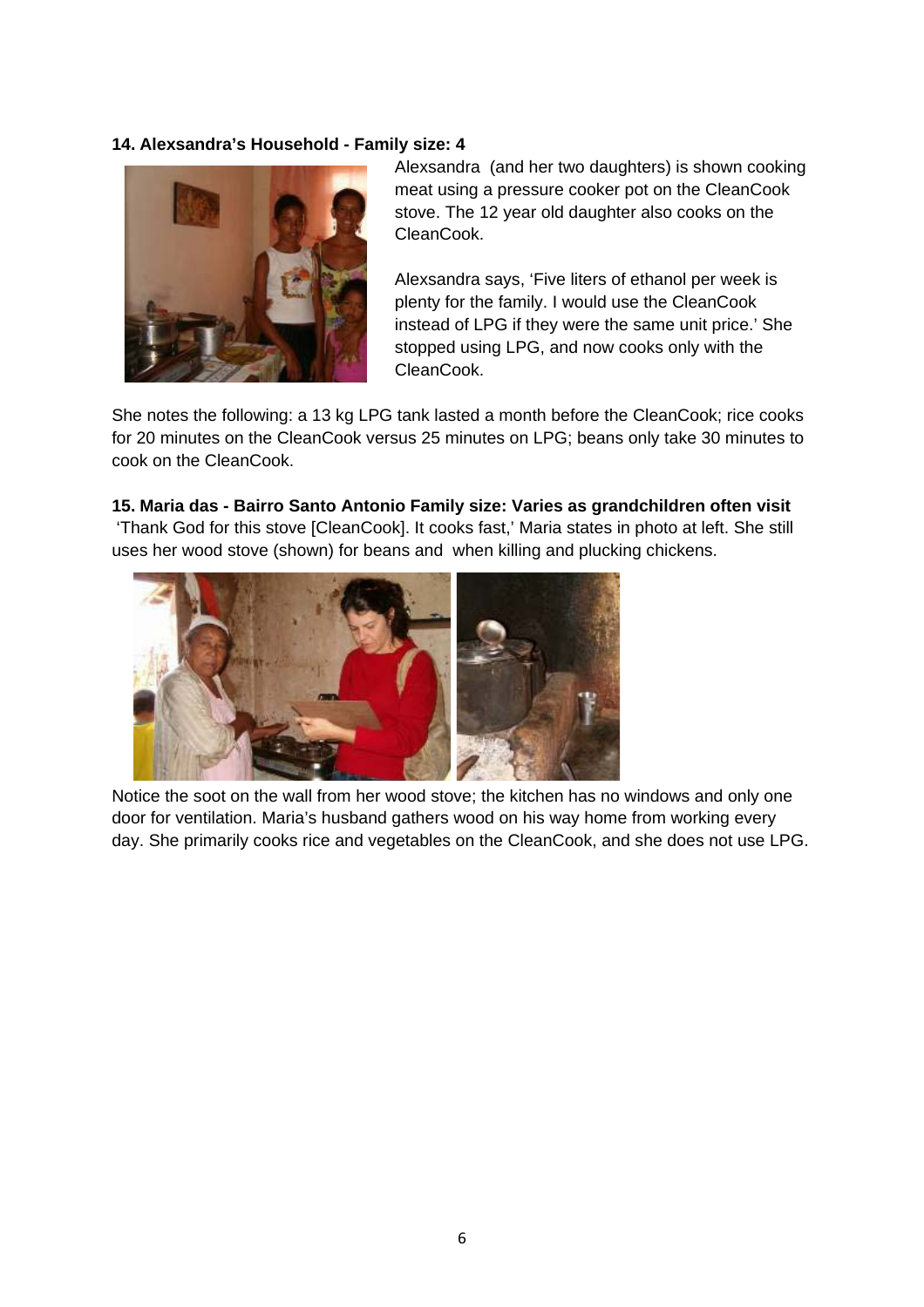**14. Alexsandra's Household - Family size: 4**

Alexsandra (and her two daughters) is shown cooking meat using a pressure cooker pot on the CleanCook stove. The 12 year old daughter also cooks on the CleanCook.

Alexsandra says, 'Five liters of ethanol per week is plenty for the family. I would use the CleanCook instead of LPG if they were the same unit price.' She stopped using LPG, and now cooks only with the CleanCook.

She notes the following: a 13 kg LPG tank lasted a month before the CleanCook; rice cooks for 20 minutes on the CleanCook versus 25 minutes on LPG; beans only take 30 minutes to cook on the CleanCook.

**15. Maria das - Bairro Santo Antonio Family size: Varies as grandchildren often visit**

'Thank God for this stove [CleanCook]. It cooks fast,' Maria states in photo at left. She still uses her wood stove (shown) for beans and when killing and plucking chickens.

Notice the soot on the wall from her wood stove; the kitchen has no windows and only one door for ventilation. Maria's husband gathers wood on his way home from working every day. She primarily cooks rice and vegetables on the CleanCook, and she does not use LPG.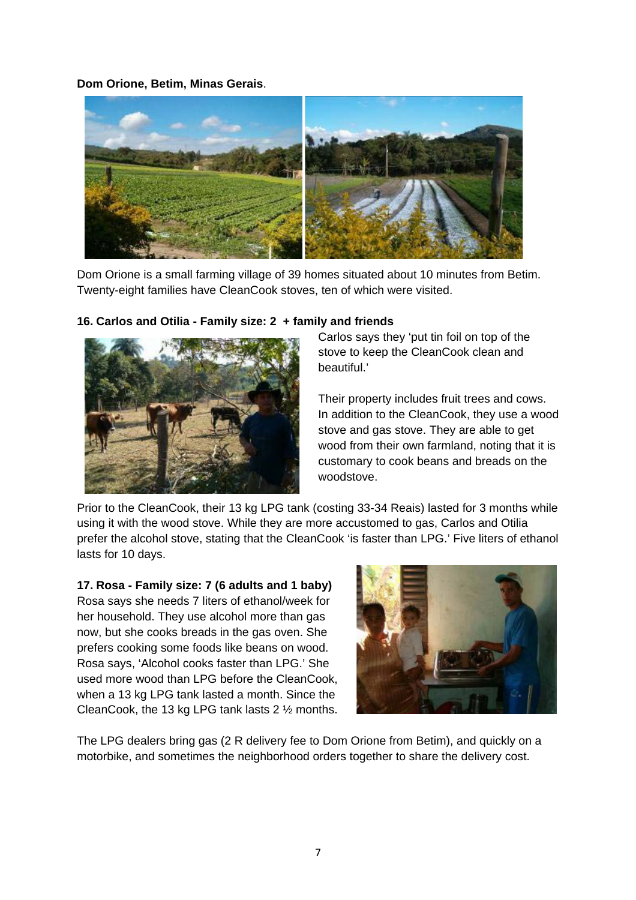**Dom Orione, Betim, Minas Gerais**.

Dom Orione is a small farming village of 39 homes situated about 10 minutes from Betim. Twenty-eight families have CleanCook stoves, ten of which were visited.

**16. Carlos and Otilia - Family size: 2 + family and friends**

Carlos says they 'put tin foil on top of the stove to keep the CleanCook clean and beautiful.'

Their property includes fruit trees and cows. In addition to the CleanCook, they use a wood stove and gas stove. They are able to get wood from their own farmland, noting that it is customary to cook beans and breads on the woodstove.

Prior to the CleanCook, their 13 kg LPG tank (costing 33-34 Reais) lasted for 3 months while using it with the wood stove. While they are more accustomed to gas, Carlos and Otilia prefer the alcohol stove, stating that the CleanCook 'is faster than LPG.' Five liters of ethanol lasts for 10 days.

**17. Rosa - Family size: 7 (6 adults and 1 baby)**

Rosa says she needs 7 liters of ethanol/week for her household. They use alcohol more than gas now, but she cooks breads in the gas oven. She prefers cooking some foods like beans on wood. Rosa says, 'Alcohol cooks faster than LPG.' She used more wood than LPG before the CleanCook, when a 13 kg LPG tank lasted a month. Since the CleanCook, the 13 kg LPG tank lasts 2 ½ months.

The LPG dealers bring gas (2 R delivery fee to Dom Orione from Betim), and quickly on a motorbike, and sometimes the neighborhood orders together to share the delivery cost.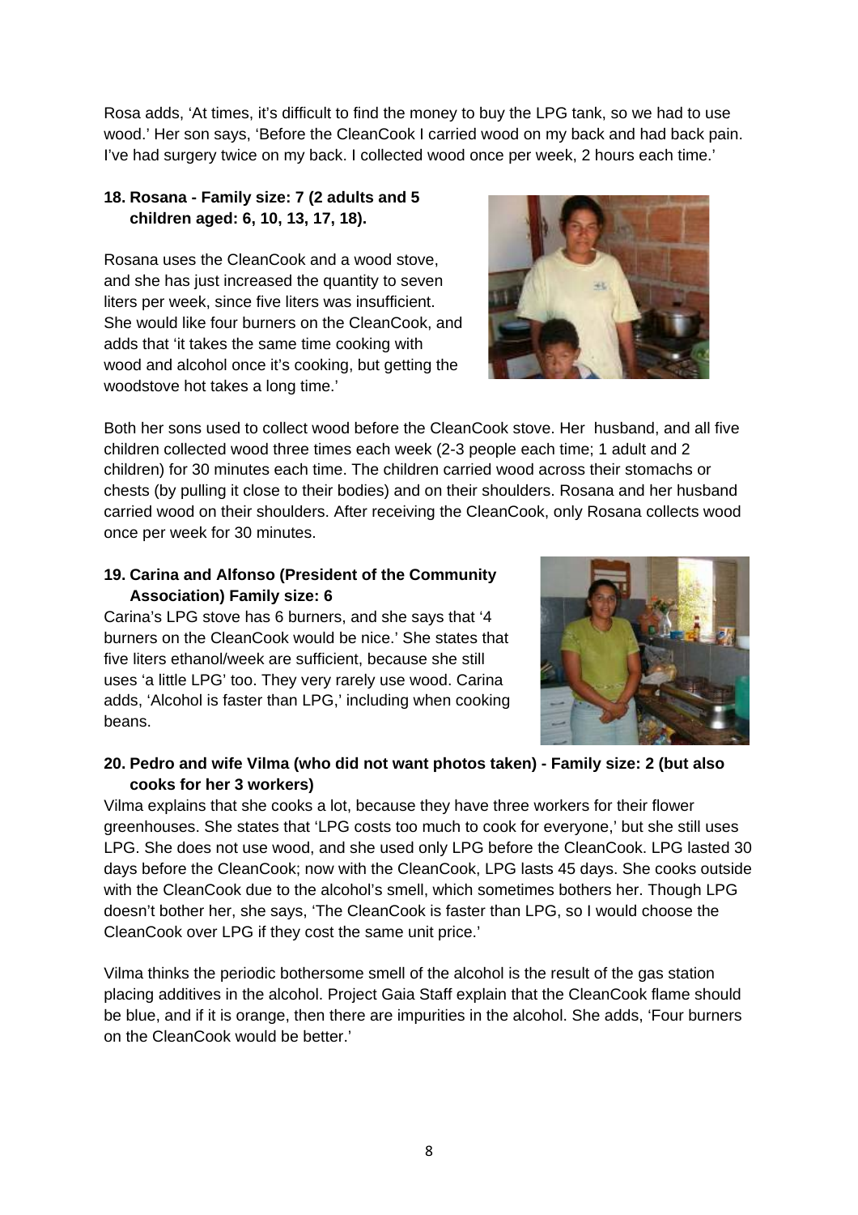Rosa adds, 'At times, it's difficult to find the money to buy the LPG tank, so we had to use wood.' Her son says, 'Before the CleanCook I carried wood on my back and had back pain. I've had surgery twice on my back. I collected wood once per week, 2 hours each time.'

**18. Rosana - Family size: 7 (2 adults and 5 children aged: 6, 10, 13, 17, 18).**

Rosana uses the CleanCook and a wood stove, and she has just increased the quantity to seven liters per week, since five liters was insufficient. She would like four burners on the CleanCook, and adds that 'it takes the same time cooking with wood and alcohol once it's cooking, but getting the woodstove hot takes a long time.'

Both her sons used to collect wood before the CleanCook stove. Her husband, and all five children collected wood three times each week (2-3 people each time; 1 adult and 2 children) for 30 minutes each time. The children carried wood across their stomachs or chests (by pulling it close to their bodies) and on their shoulders. Rosana and her husband carried wood on their shoulders. After receiving the CleanCook, only Rosana collects wood once per week for 30 minutes.

**19. Carina and Alfonso (President of the Community Association) Family size: 6**

Carina's LPG stove has 6 burners, and she says that '4 burners on the CleanCook would be nice.' She states that five liters ethanol/week are sufficient, because she still uses 'a little LPG' too. They very rarely use wood. Carina adds, 'Alcohol is faster than LPG,' including when cooking beans.

**20. Pedro and wife Vilma (who did not want photos taken) - Family size: 2 (but also cooks for her 3 workers)**

Vilma explains that she cooks a lot, because they have three workers for their flower greenhouses. She states that 'LPG costs too much to cook for everyone,' but she still uses LPG. She does not use wood, and she used only LPG before the CleanCook. LPG lasted 30 days before the CleanCook; now with the CleanCook, LPG lasts 45 days. She cooks outside with the CleanCook due to the alcohol's smell, which sometimes bothers her. Though LPG doesn't bother her, she says, 'The CleanCook is faster than LPG, so I would choose the CleanCook over LPG if they cost the same unit price.'

Vilma thinks the periodic bothersome smell of the alcohol is the result of the gas station placing additives in the alcohol. Project Gaia Staff explain that the CleanCook flame should be blue, and if it is orange, then there are impurities in the alcohol. She adds, 'Four burners on the CleanCook would be better.'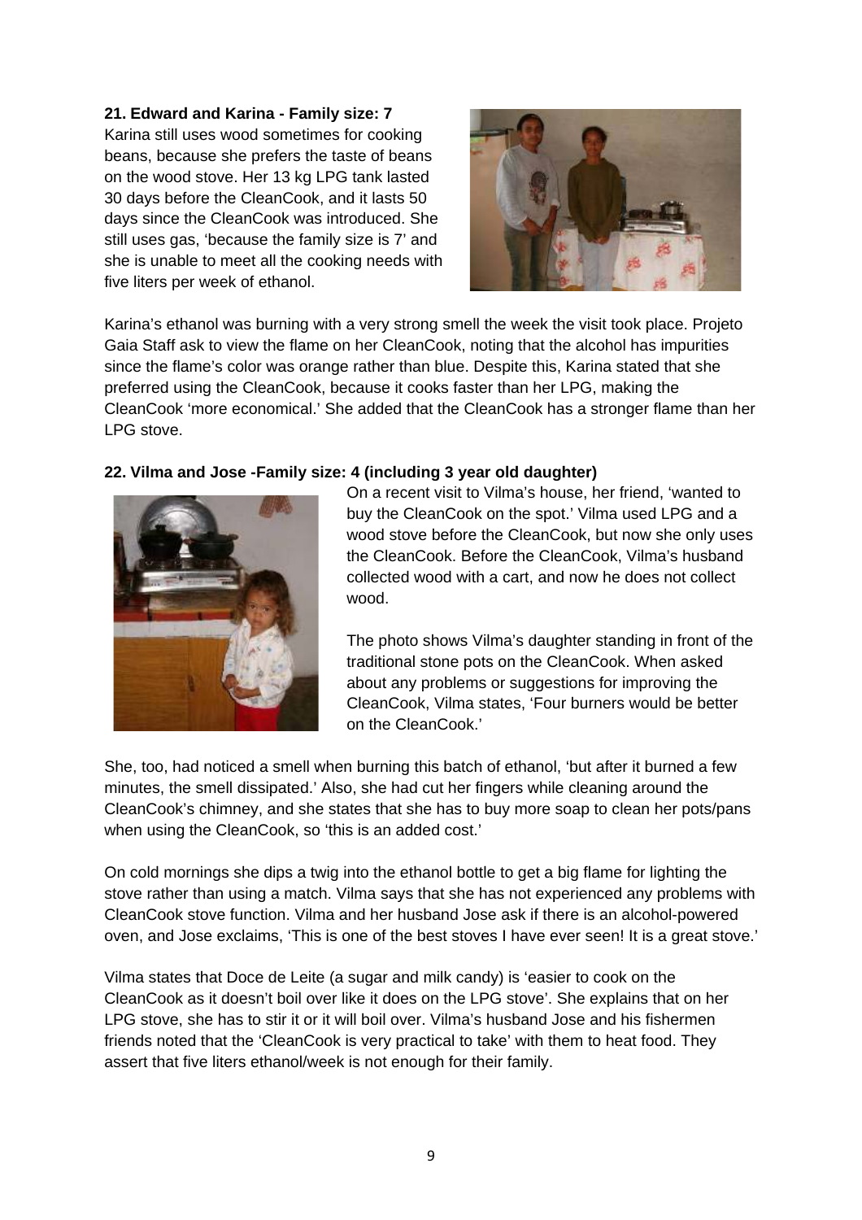**21. Edward and Karina - Family size: 7**

Karina still uses wood sometimes for cooking beans, because she prefers the taste of beans on the wood stove. Her 13 kg LPG tank lasted 30 days before the CleanCook, and it lasts 50 days since the CleanCook was introduced. She still uses gas, 'because the family size is 7' and she is unable to meet all the cooking needs with five liters per week of ethanol.

Karina's ethanol was burning with a very strong smell the week the visit took place. Projeto Gaia Staff ask to view the flame on her CleanCook, noting that the alcohol has impurities since the flame's color was orange rather than blue. Despite this, Karina stated that she preferred using the CleanCook, because it cooks faster than her LPG, making the CleanCook 'more economical.' She added that the CleanCook has a stronger flame than her LPG stove.

**22. Vilma and Jose -Family size: 4 (including 3 year old daughter)**

On a recent visit to Vilma's house, her friend, 'wanted to buy the CleanCook on the spot.' Vilma used LPG and a wood stove before the CleanCook, but now she only uses the CleanCook. Before the CleanCook, Vilma's husband collected wood with a cart, and now he does not collect wood.

The photo shows Vilma's daughter standing in front of the traditional stone pots on the CleanCook. When asked about any problems or suggestions for improving the CleanCook, Vilma states, 'Four burners would be better on the CleanCook.'

She, too, had noticed a smell when burning this batch of ethanol, 'but after it burned a few minutes, the smell dissipated.' Also, she had cut her fingers while cleaning around the CleanCook's chimney, and she states that she has to buy more soap to clean her pots/pans when using the CleanCook, so 'this is an added cost.'

On cold mornings she dips a twig into the ethanol bottle to get a big flame for lighting the stove rather than using a match. Vilma says that she has not experienced any problems with CleanCook stove function. Vilma and her husband Jose ask if there is an alcohol-powered oven, and Jose exclaims, 'This is one of the best stoves I have ever seen! It is a great stove.'

Vilma states that Doce de Leite (a sugar and milk candy) is 'easier to cook on the CleanCook as it doesn't boil over like it does on the LPG stove'. She explains that on her LPG stove, she has to stir it or it will boil over. Vilma's husband Jose and his fishermen friends noted that the 'CleanCook is very practical to take' with them to heat food. They assert that five liters ethanol/week is not enough for their family.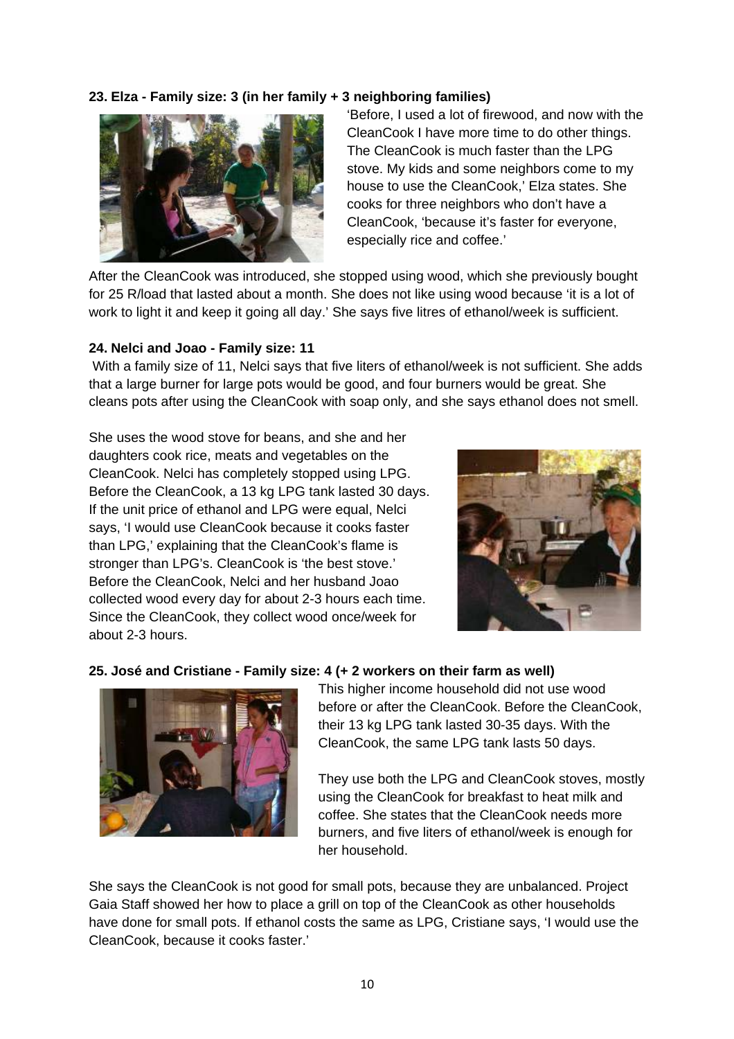**23. Elza - Family size: 3 (in her family + 3 neighboring families)**

'Before, I used a lot of firewood, and now with the CleanCook I have more time to do other things. The CleanCook is much faster than the LPG stove. My kids and some neighbors come to my house to use the CleanCook,' Elza states. She cooks for three neighbors who don't have a CleanCook, 'because it's faster for everyone, especially rice and coffee.'

After the CleanCook was introduced, she stopped using wood, which she previously bought for 25 R/load that lasted about a month. She does not like using wood because 'it is a lot of work to light it and keep it going all day.' She says five litres of ethanol/week is sufficient.

**24. Nelci and Joao - Family size: 11**

With a family size of 11, Nelci says that five liters of ethanol/week is not sufficient. She adds that a large burner for large pots would be good, and four burners would be great. She cleans pots after using the CleanCook with soap only, and she says ethanol does not smell.

She uses the wood stove for beans, and she and her daughters cook rice, meats and vegetables on the CleanCook. Nelci has completely stopped using LPG. Before the CleanCook, a 13 kg LPG tank lasted 30 days. If the unit price of ethanol and LPG were equal, Nelci says, 'I would use CleanCook because it cooks faster than LPG,' explaining that the CleanCook's flame is stronger than LPG's. CleanCook is 'the best stove.' Before the CleanCook, Nelci and her husband Joao collected wood every day for about 2-3 hours each time. Since the CleanCook, they collect wood once/week for about 2-3 hours.

**25. José and Cristiane - Family size: 4 (+ 2 workers on their farm as well)**

This higher income household did not use wood before or after the CleanCook. Before the CleanCook, their 13 kg LPG tank lasted 30-35 days. With the CleanCook, the same LPG tank lasts 50 days.

They use both the LPG and CleanCook stoves, mostly using the CleanCook for breakfast to heat milk and coffee. She states that the CleanCook needs more burners, and five liters of ethanol/week is enough for her household.

She says the CleanCook is not good for small pots, because they are unbalanced. Project Gaia Staff showed her how to place a grill on top of the CleanCook as other households have done for small pots. If ethanol costs the same as LPG, Cristiane says, 'I would use the CleanCook, because it cooks faster.'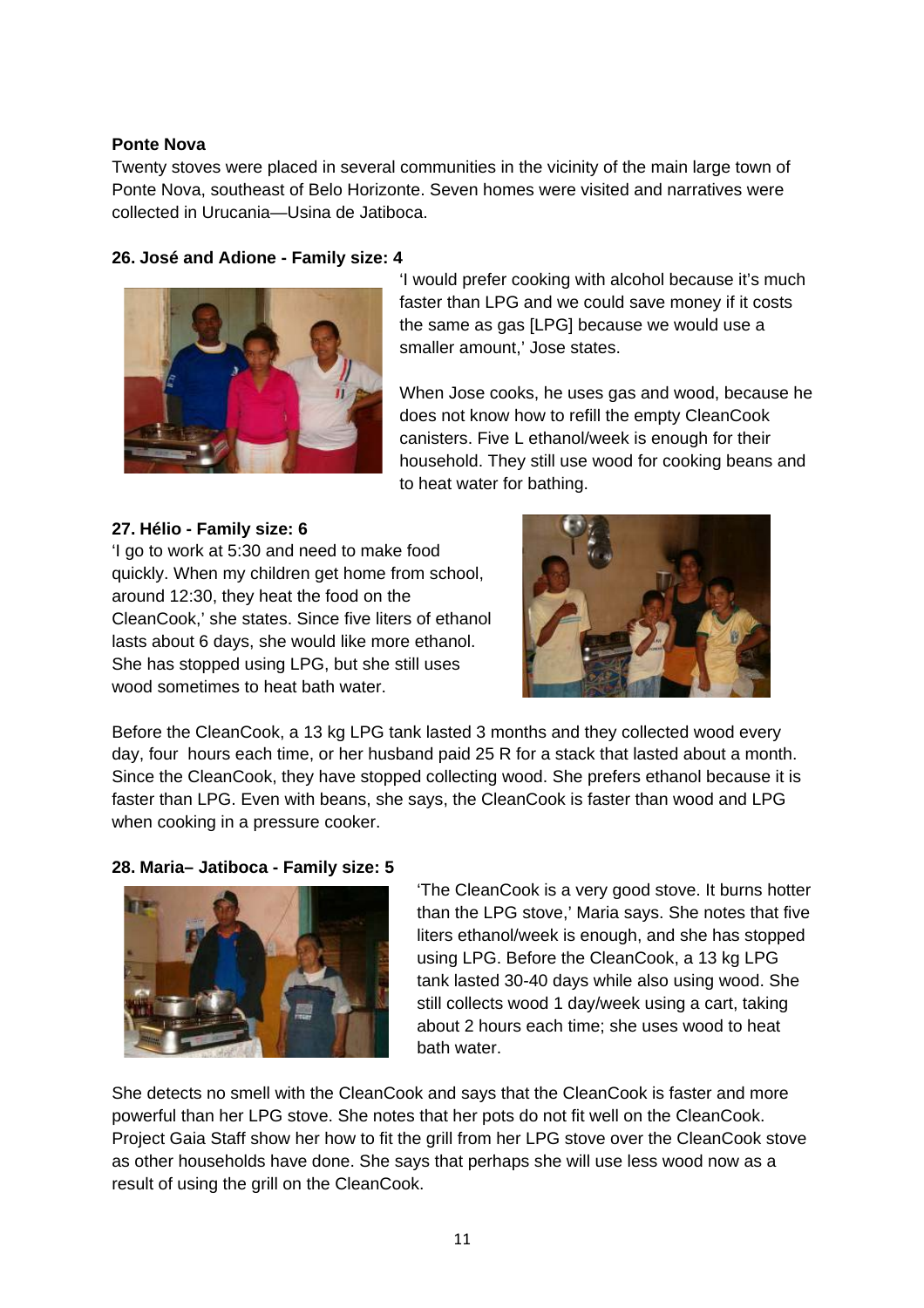**Ponte Nova**

Twenty stoves were placed in several communities in the vicinity of the main large town of Ponte Nova, southeast of Belo Horizonte. Seven homes were visited and narratives were collected in Urucania—Usina de Jatiboca.

**26. José and Adione - Family size: 4**

'I would prefer cooking with alcohol because it's much faster than LPG and we could save money if it costs the same as gas [LPG] because we would use a smaller amount,' Jose states.

When Jose cooks, he uses gas and wood, because he does not know how to refill the empty CleanCook canisters. Five L ethanol/week is enough for their household. They still use wood for cooking beans and to heat water for bathing.

**27. Hélio - Family size: 6**

'I go to work at 5:30 and need to make food quickly. When my children get home from school, around 12:30, they heat the food on the CleanCook,' she states. Since five liters of ethanol lasts about 6 days, she would like more ethanol. She has stopped using LPG, but she still uses wood sometimes to heat bath water.

Before the CleanCook, a 13 kg LPG tank lasted 3 months and they collected wood every day, four hours each time, or her husband paid 25 R for a stack that lasted about a month. Since the CleanCook, they have stopped collecting wood. She prefers ethanol because it is faster than LPG. Even with beans, she says, the CleanCook is faster than wood and LPG when cooking in a pressure cooker.

**28. Maria– Jatiboca - Family size: 5**

'The CleanCook is a very good stove. It burns hotter than the LPG stove,' Maria says. She notes that five liters ethanol/week is enough, and she has stopped using LPG. Before the CleanCook, a 13 kg LPG tank lasted 30-40 days while also using wood. She still collects wood 1 day/week using a cart, taking about 2 hours each time; she uses wood to heat bath water.

She detects no smell with the CleanCook and says that the CleanCook is faster and more powerful than her LPG stove. She notes that her pots do not fit well on the CleanCook. Project Gaia Staff show her how to fit the grill from her LPG stove over the CleanCook stove as other households have done. She says that perhaps she will use less wood now as a result of using the grill on the CleanCook.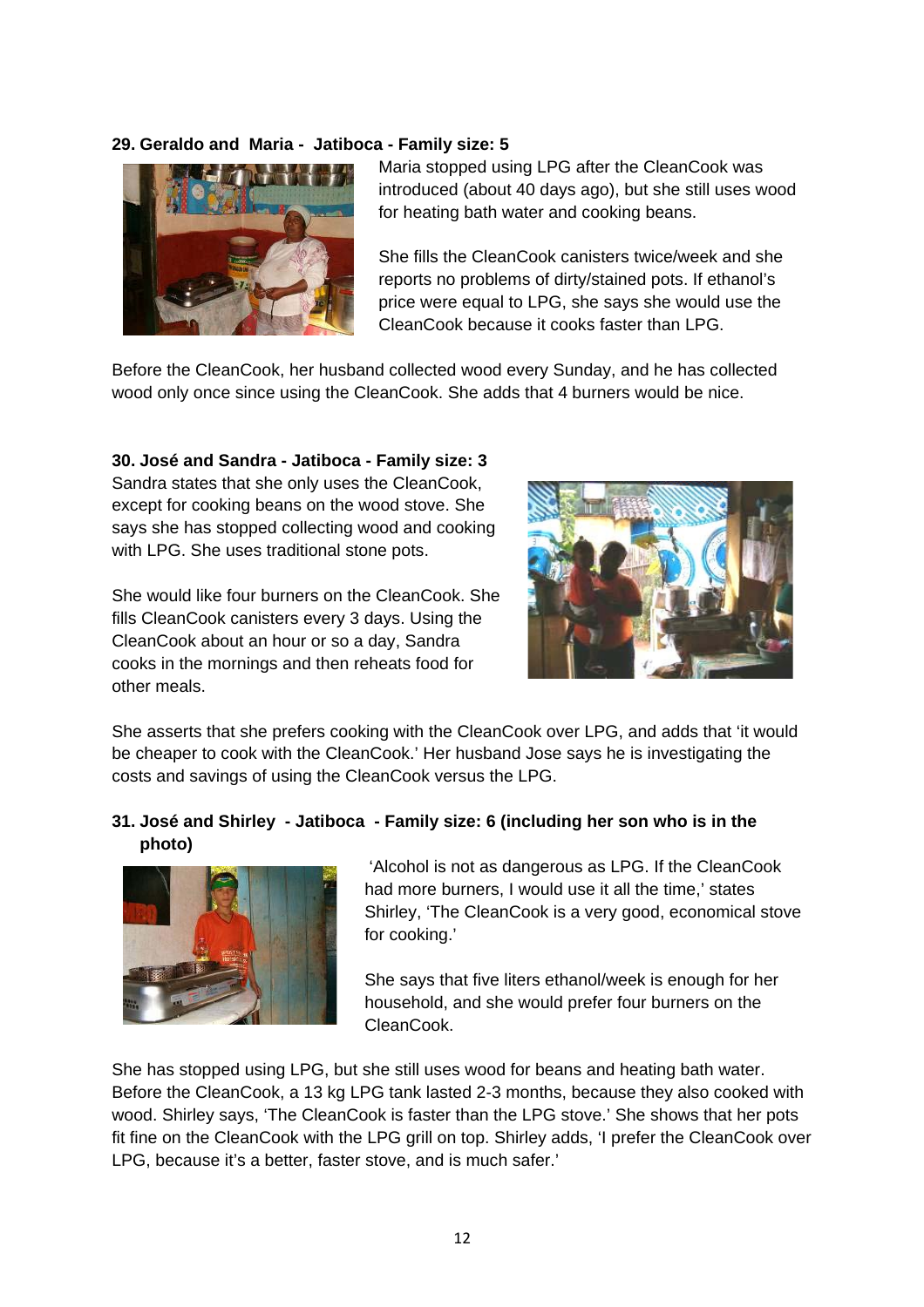**29. Geraldo and Maria - Jatiboca - Family size: 5**

Maria stopped using LPG after the CleanCook was introduced (about 40 days ago), but she still uses wood for heating bath water and cooking beans.

She fills the CleanCook canisters twice/week and she reports no problems of dirty/stained pots. If ethanol's price were equal to LPG, she says she would use the CleanCook because it cooks faster than LPG.

Before the CleanCook, her husband collected wood every Sunday, and he has collected wood only once since using the CleanCook. She adds that 4 burners would be nice.

**30. José and Sandra - Jatiboca - Family size: 3**

Sandra states that she only uses the CleanCook, except for cooking beans on the wood stove. She says she has stopped collecting wood and cooking with LPG. She uses traditional stone pots.

She would like four burners on the CleanCook. She fills CleanCook canisters every 3 days. Using the CleanCook about an hour or so a day, Sandra cooks in the mornings and then reheats food for other meals.

She asserts that she prefers cooking with the CleanCook over LPG, and adds that 'it would be cheaper to cook with the CleanCook.' Her husband Jose says he is investigating the costs and savings of using the CleanCook versus the LPG.

**31. José and Shirley - Jatiboca - Family size: 6 (including her son who is in the photo)**

'Alcohol is not as dangerous as LPG. If the CleanCook had more burners, I would use it all the time,' states Shirley, 'The CleanCook is a very good, economical stove for cooking.'

She says that five liters ethanol/week is enough for her household, and she would prefer four burners on the CleanCook.

She has stopped using LPG, but she still uses wood for beans and heating bath water. Before the CleanCook, a 13 kg LPG tank lasted 2-3 months, because they also cooked with wood. Shirley says, 'The CleanCook is faster than the LPG stove.' She shows that her pots fit fine on the CleanCook with the LPG grill on top. Shirley adds, 'I prefer the CleanCook over LPG, because it's a better, faster stove, and is much safer.'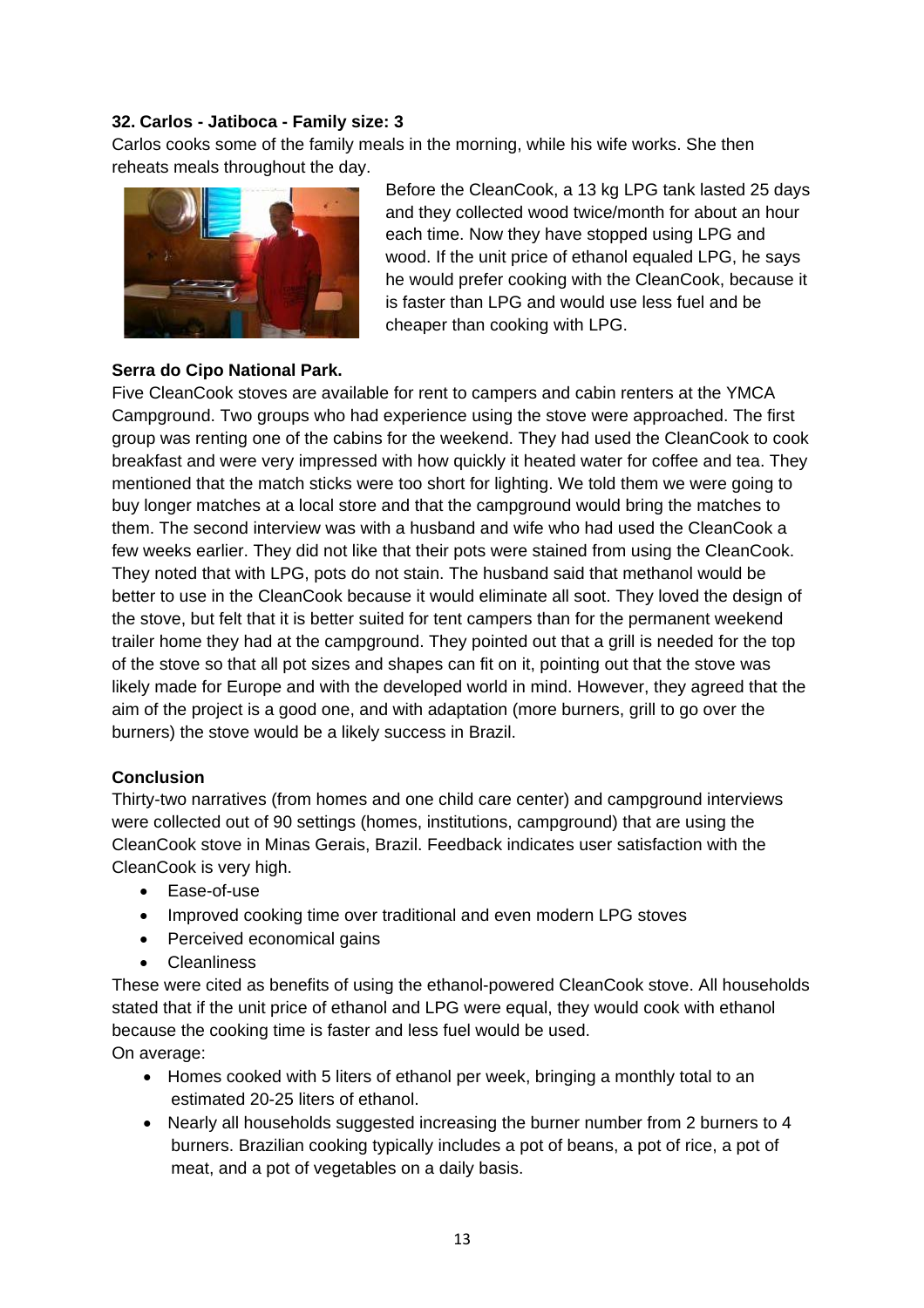**32. Carlos - Jatiboca - Family size: 3**

Carlos cooks some of the family meals in the morning, while his wife works. She then reheats meals throughout the day.

Before the CleanCook, a 13 kg LPG tank lasted 25 days and they collected wood twice/month for about an hour each time. Now they have stopped using LPG and wood. If the unit price of ethanol equaled LPG, he says he would prefer cooking with the CleanCook, because it is faster than LPG and would use less fuel and be cheaper than cooking with LPG.

**Serra do Cipo National Park.**

Five CleanCook stoves are available for rent to campers and cabin renters at the YMCA Campground. Two groups who had experience using the stove were approached. The first group was renting one of the cabins for the weekend. They had used the CleanCook to cook breakfast and were very impressed with how quickly it heated water for coffee and tea. They mentioned that the match sticks were too short for lighting. We told them we were going to buy longer matches at a local store and that the campground would bring the matches to them. The second interview was with a husband and wife who had used the CleanCook a few weeks earlier. They did not like that their pots were stained from using the CleanCook. They noted that with LPG, pots do not stain. The husband said that methanol would be better to use in the CleanCook because it would eliminate all soot. They loved the design of the stove, but felt that it is better suited for tent campers than for the permanent weekend trailer home they had at the campground. They pointed out that a grill is needed for the top of the stove so that all pot sizes and shapes can fit on it, pointing out that the stove was likely made for Europe and with the developed world in mind. However, they agreed that the aim of the project is a good one, and with adaptation (more burners, grill to go over the burners) the stove would be a likely success in Brazil.

**Conclusion**

Thirty-two narratives (from homes and one child care center) and campground interviews were collected out of 90 settings (homes, institutions, campground) that are using the CleanCook stove in Minas Gerais, Brazil. Feedback indicates user satisfaction with the CleanCook is very high.

- Ease-of-use
- Improved cooking time over traditional and even modern LPG stoves
- Perceived economical gains
- Cleanliness

These were cited as benefits of using the ethanol-powered CleanCook stove. All households stated that if the unit price of ethanol and LPG were equal, they would cook with ethanol because the cooking time is faster and less fuel would be used.

On average:

- Homes cooked with 5 liters of ethanol per week, bringing a monthly total to an estimated 20-25 liters of ethanol.
- Nearly all households suggested increasing the burner number from 2 burners to 4 burners. Brazilian cooking typically includes a pot of beans, a pot of rice, a pot of meat, and a pot of vegetables on a daily basis.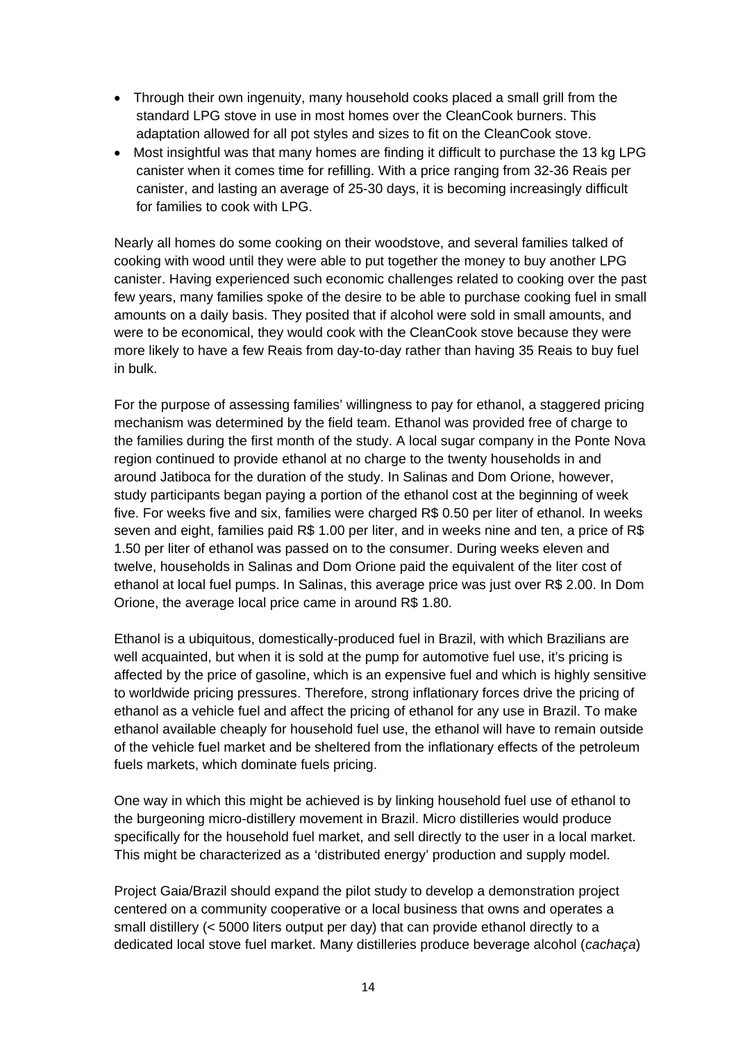- Through their own ingenuity, many household cooks placed a small grill from the standard LPG stove in use in most homes over the CleanCook burners. This adaptation allowed for all pot styles and sizes to fit on the CleanCook stove.
- Most insightful was that many homes are finding it difficult to purchase the 13 kg LPG canister when it comes time for refilling. With a price ranging from 32-36 Reais per canister, and lasting an average of 25-30 days, it is becoming increasingly difficult for families to cook with LPG.

Nearly all homes do some cooking on their woodstove, and several families talked of cooking with wood until they were able to put together the money to buy another LPG canister. Having experienced such economic challenges related to cooking over the past few years, many families spoke of the desire to be able to purchase cooking fuel in small amounts on a daily basis. They posited that if alcohol were sold in small amounts, and were to be economical, they would cook with the CleanCook stove because they were more likely to have a few Reais from day-to-day rather than having 35 Reais to buy fuel in bulk.

For the purpose of assessing families' willingness to pay for ethanol, a staggered pricing mechanism was determined by the field team. Ethanol was provided free of charge to the families during the first month of the study. A local sugar company in the Ponte Nova region continued to provide ethanol at no charge to the twenty households in and around Jatiboca for the duration of the study. In Salinas and Dom Orione, however, study participants began paying a portion of the ethanol cost at the beginning of week five. For weeks five and six, families were charged R$ 0.50 per liter of ethanol. In weeks seven and eight, families paid R$ 1.00 per liter, and in weeks nine and ten, a price of R$ 1.50 per liter of ethanol was passed on to the consumer. During weeks eleven and twelve, households in Salinas and Dom Orione paid the equivalent of the liter cost of ethanol at local fuel pumps. In Salinas, this average price was just over R$ 2.00. In Dom Orione, the average local price came in around R$ 1.80.

Ethanol is a ubiquitous, domestically-produced fuel in Brazil, with which Brazilians are well acquainted, but when it is sold at the pump for automotive fuel use, it's pricing is affected by the price of gasoline, which is an expensive fuel and which is highly sensitive to worldwide pricing pressures. Therefore, strong inflationary forces drive the pricing of ethanol as a vehicle fuel and affect the pricing of ethanol for any use in Brazil. To make ethanol available cheaply for household fuel use, the ethanol will have to remain outside of the vehicle fuel market and be sheltered from the inflationary effects of the petroleum fuels markets, which dominate fuels pricing.

One way in which this might be achieved is by linking household fuel use of ethanol to the burgeoning micro-distillery movement in Brazil. Micro distilleries would produce specifically for the household fuel market, and sell directly to the user in a local market. This might be characterized as a 'distributed energy' production and supply model.

Project Gaia/Brazil should expand the pilot study to develop a demonstration project centered on a community cooperative or a local business that owns and operates a small distillery (< 5000 liters output per day) that can provide ethanol directly to a dedicated local stove fuel market. Many distilleries produce beverage alcohol (*cachaça*)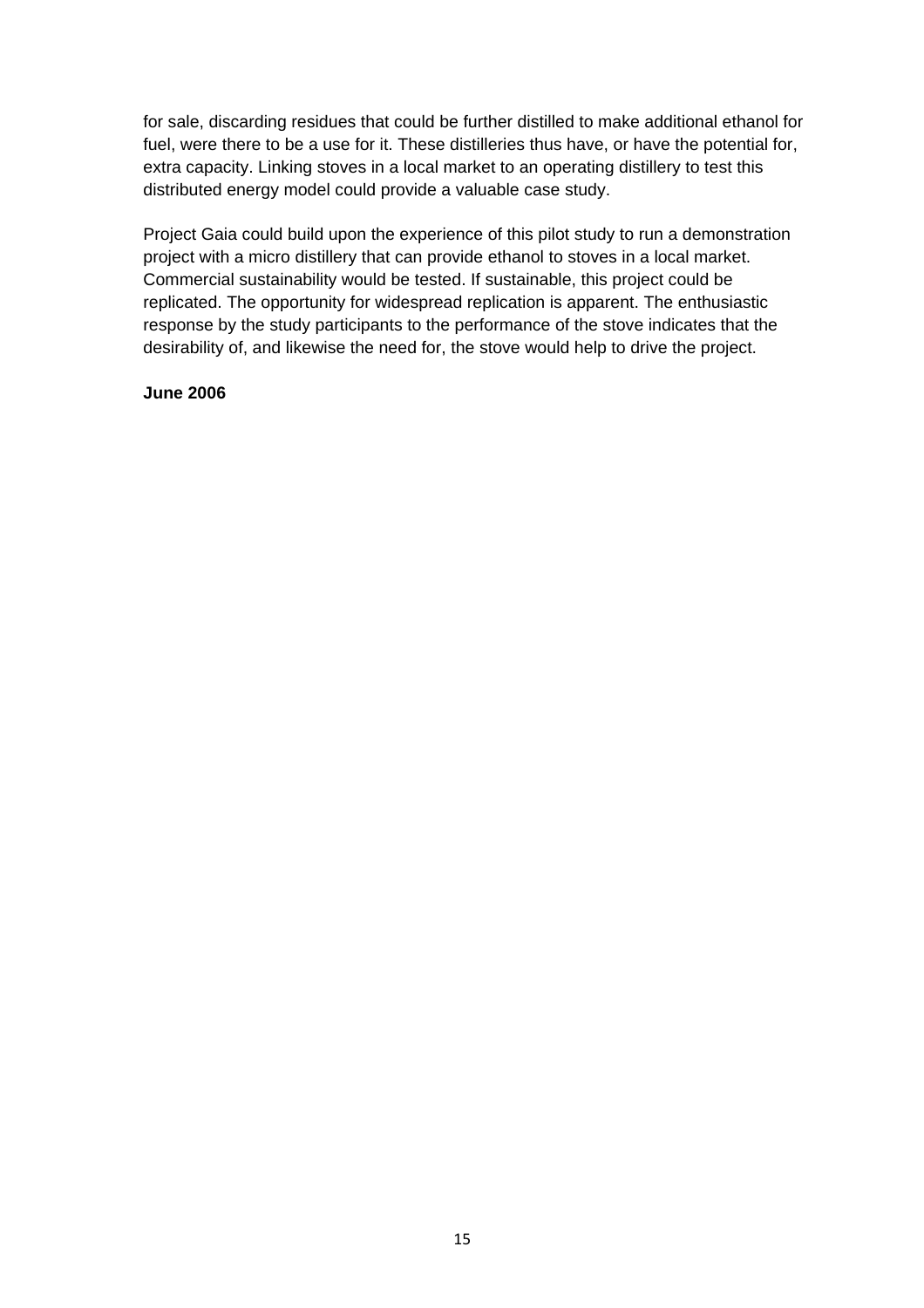for sale, discarding residues that could be further distilled to make additional ethanol for fuel, were there to be a use for it. These distilleries thus have, or have the potential for, extra capacity. Linking stoves in a local market to an operating distillery to test this distributed energy model could provide a valuable case study.

Project Gaia could build upon the experience of this pilot study to run a demonstration project with a micro distillery that can provide ethanol to stoves in a local market. Commercial sustainability would be tested. If sustainable, this project could be replicated. The opportunity for widespread replication is apparent. The enthusiastic response by the study participants to the performance of the stove indicates that the desirability of, and likewise the need for, the stove would help to drive the project.

**June 2006**